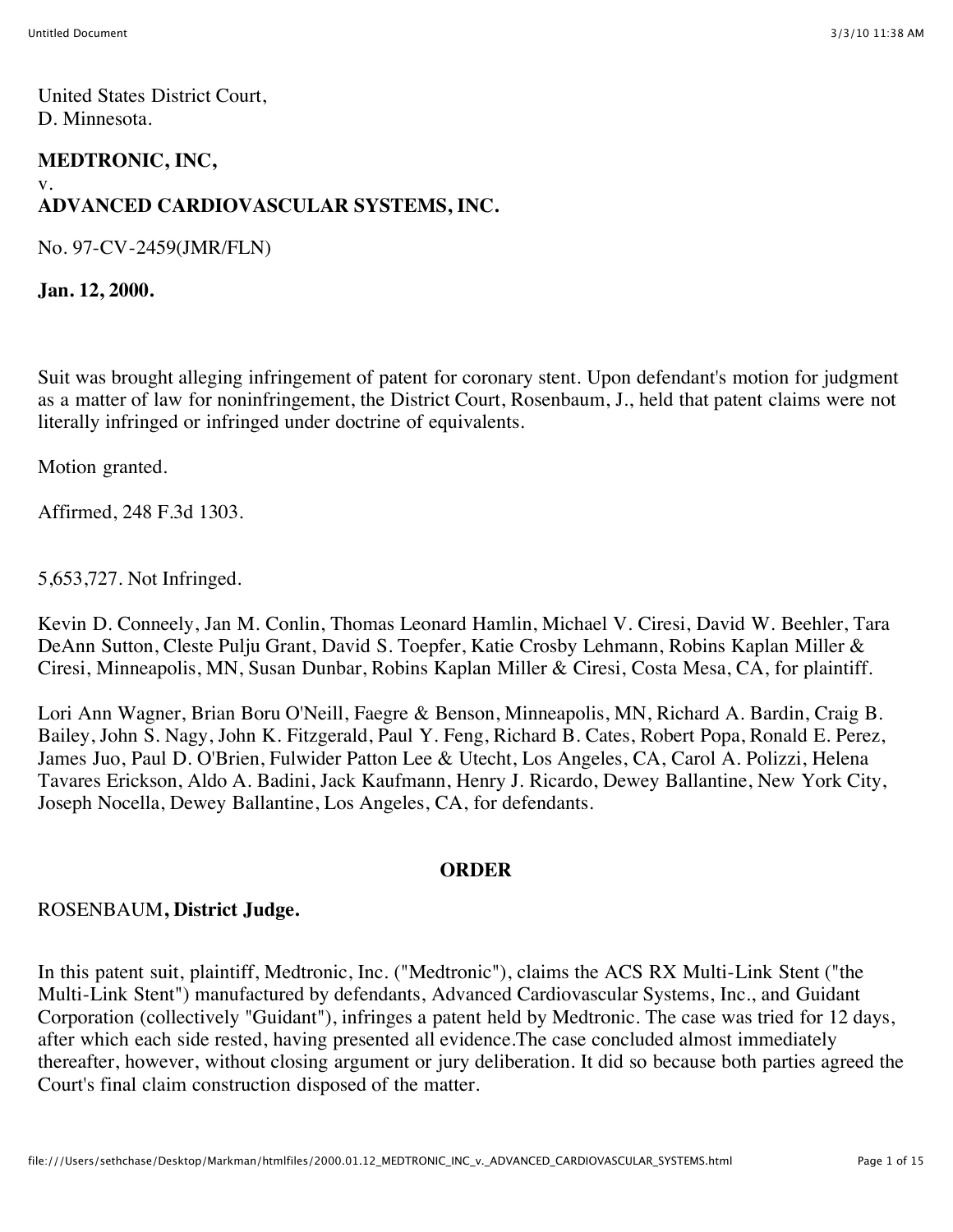United States District Court,
D. Minnesota.

**MEDTRONIC, INC,**
v.
**ADVANCED CARDIOVASCULAR SYSTEMS, INC.**

No. 97-CV-2459(JMR/FLN)

**Jan. 12, 2000.**

Suit was brought alleging infringement of patent for coronary stent. Upon defendant's motion for judgment as a matter of law for noninfringement, the District Court, Rosenbaum, J., held that patent claims were not literally infringed or infringed under doctrine of equivalents.

Motion granted.

Affirmed, 248 F.3d 1303.

5,653,727. Not Infringed.

Kevin D. Conneely, Jan M. Conlin, Thomas Leonard Hamlin, Michael V. Ciresi, David W. Beehler, Tara DeAnn Sutton, Cleste Pulju Grant, David S. Toepfer, Katie Crosby Lehmann, Robins Kaplan Miller & Ciresi, Minneapolis, MN, Susan Dunbar, Robins Kaplan Miller & Ciresi, Costa Mesa, CA, for plaintiff.

Lori Ann Wagner, Brian Boru O'Neill, Faegre & Benson, Minneapolis, MN, Richard A. Bardin, Craig B. Bailey, John S. Nagy, John K. Fitzgerald, Paul Y. Feng, Richard B. Cates, Robert Popa, Ronald E. Perez, James Juo, Paul D. O'Brien, Fulwider Patton Lee & Utecht, Los Angeles, CA, Carol A. Polizzi, Helena Tavares Erickson, Aldo A. Badini, Jack Kaufmann, Henry J. Ricardo, Dewey Ballantine, New York City, Joseph Nocella, Dewey Ballantine, Los Angeles, CA, for defendants.

## ORDER

ROSENBAUM**, District Judge.**

In this patent suit, plaintiff, Medtronic, Inc. ("Medtronic"), claims the ACS RX Multi-Link Stent ("the Multi-Link Stent") manufactured by defendants, Advanced Cardiovascular Systems, Inc., and Guidant Corporation (collectively "Guidant"), infringes a patent held by Medtronic. The case was tried for 12 days, after which each side rested, having presented all evidence.The case concluded almost immediately thereafter, however, without closing argument or jury deliberation. It did so because both parties agreed the Court's final claim construction disposed of the matter.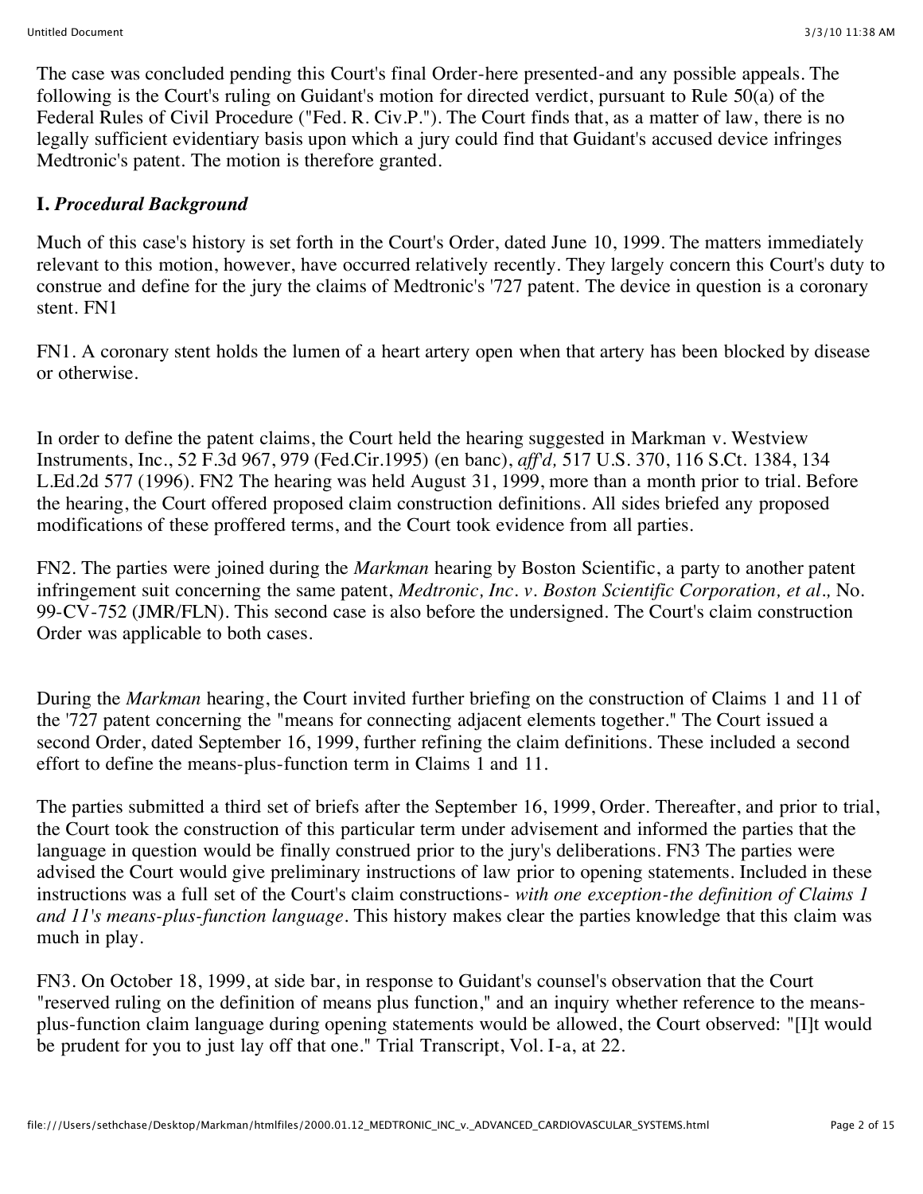The case was concluded pending this Court's final Order-here presented-and any possible appeals. The following is the Court's ruling on Guidant's motion for directed verdict, pursuant to Rule 50(a) of the Federal Rules of Civil Procedure ("Fed. R. Civ.P."). The Court finds that, as a matter of law, there is no legally sufficient evidentiary basis upon which a jury could find that Guidant's accused device infringes Medtronic's patent. The motion is therefore granted.

**I.** ***Procedural Background***

Much of this case's history is set forth in the Court's Order, dated June 10, 1999. The matters immediately relevant to this motion, however, have occurred relatively recently. They largely concern this Court's duty to construe and define for the jury the claims of Medtronic's '727 patent. The device in question is a coronary stent. FN1

FN1. A coronary stent holds the lumen of a heart artery open when that artery has been blocked by disease or otherwise.

In order to define the patent claims, the Court held the hearing suggested in Markman v. Westview Instruments, Inc., 52 F.3d 967, 979 (Fed.Cir.1995) (en banc), *aff'd,* 517 U.S. 370, 116 S.Ct. 1384, 134 L.Ed.2d 577 (1996). FN2 The hearing was held August 31, 1999, more than a month prior to trial. Before the hearing, the Court offered proposed claim construction definitions. All sides briefed any proposed modifications of these proffered terms, and the Court took evidence from all parties.

FN2. The parties were joined during the *Markman* hearing by Boston Scientific, a party to another patent infringement suit concerning the same patent, *Medtronic, Inc. v. Boston Scientific Corporation, et al.,* No. 99-CV-752 (JMR/FLN). This second case is also before the undersigned. The Court's claim construction Order was applicable to both cases.

During the *Markman* hearing, the Court invited further briefing on the construction of Claims 1 and 11 of the '727 patent concerning the "means for connecting adjacent elements together." The Court issued a second Order, dated September 16, 1999, further refining the claim definitions. These included a second effort to define the means-plus-function term in Claims 1 and 11.

The parties submitted a third set of briefs after the September 16, 1999, Order. Thereafter, and prior to trial, the Court took the construction of this particular term under advisement and informed the parties that the language in question would be finally construed prior to the jury's deliberations. FN3 The parties were advised the Court would give preliminary instructions of law prior to opening statements. Included in these instructions was a full set of the Court's claim constructions- *with one exception-the definition of Claims 1 and 11's means-plus-function language*. This history makes clear the parties knowledge that this claim was much in play.

FN3. On October 18, 1999, at side bar, in response to Guidant's counsel's observation that the Court "reserved ruling on the definition of means plus function," and an inquiry whether reference to the means-plus-function claim language during opening statements would be allowed, the Court observed: "[I]t would be prudent for you to just lay off that one." Trial Transcript, Vol. I-a, at 22.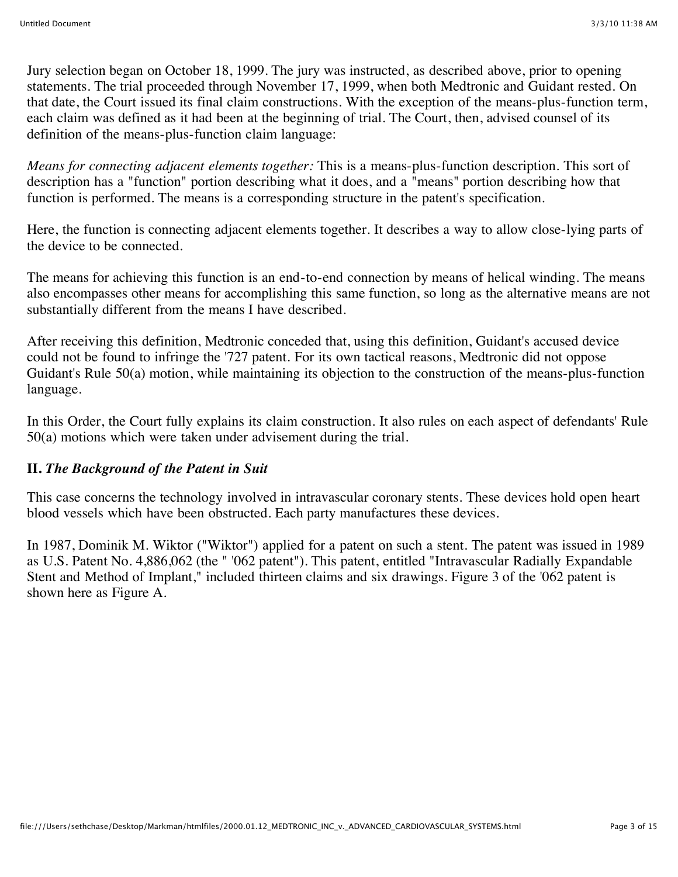Jury selection began on October 18, 1999. The jury was instructed, as described above, prior to opening statements. The trial proceeded through November 17, 1999, when both Medtronic and Guidant rested. On that date, the Court issued its final claim constructions. With the exception of the means-plus-function term, each claim was defined as it had been at the beginning of trial. The Court, then, advised counsel of its definition of the means-plus-function claim language:

*Means for connecting adjacent elements together:* This is a means-plus-function description. This sort of description has a "function" portion describing what it does, and a "means" portion describing how that function is performed. The means is a corresponding structure in the patent's specification.

Here, the function is connecting adjacent elements together. It describes a way to allow close-lying parts of the device to be connected.

The means for achieving this function is an end-to-end connection by means of helical winding. The means also encompasses other means for accomplishing this same function, so long as the alternative means are not substantially different from the means I have described.

After receiving this definition, Medtronic conceded that, using this definition, Guidant's accused device could not be found to infringe the '727 patent. For its own tactical reasons, Medtronic did not oppose Guidant's Rule 50(a) motion, while maintaining its objection to the construction of the means-plus-function language.

In this Order, the Court fully explains its claim construction. It also rules on each aspect of defendants' Rule 50(a) motions which were taken under advisement during the trial.

## II. *The Background of the Patent in Suit*

This case concerns the technology involved in intravascular coronary stents. These devices hold open heart blood vessels which have been obstructed. Each party manufactures these devices.

In 1987, Dominik M. Wiktor ("Wiktor") applied for a patent on such a stent. The patent was issued in 1989 as U.S. Patent No. 4,886,062 (the " '062 patent"). This patent, entitled "Intravascular Radially Expandable Stent and Method of Implant," included thirteen claims and six drawings. Figure 3 of the '062 patent is shown here as Figure A.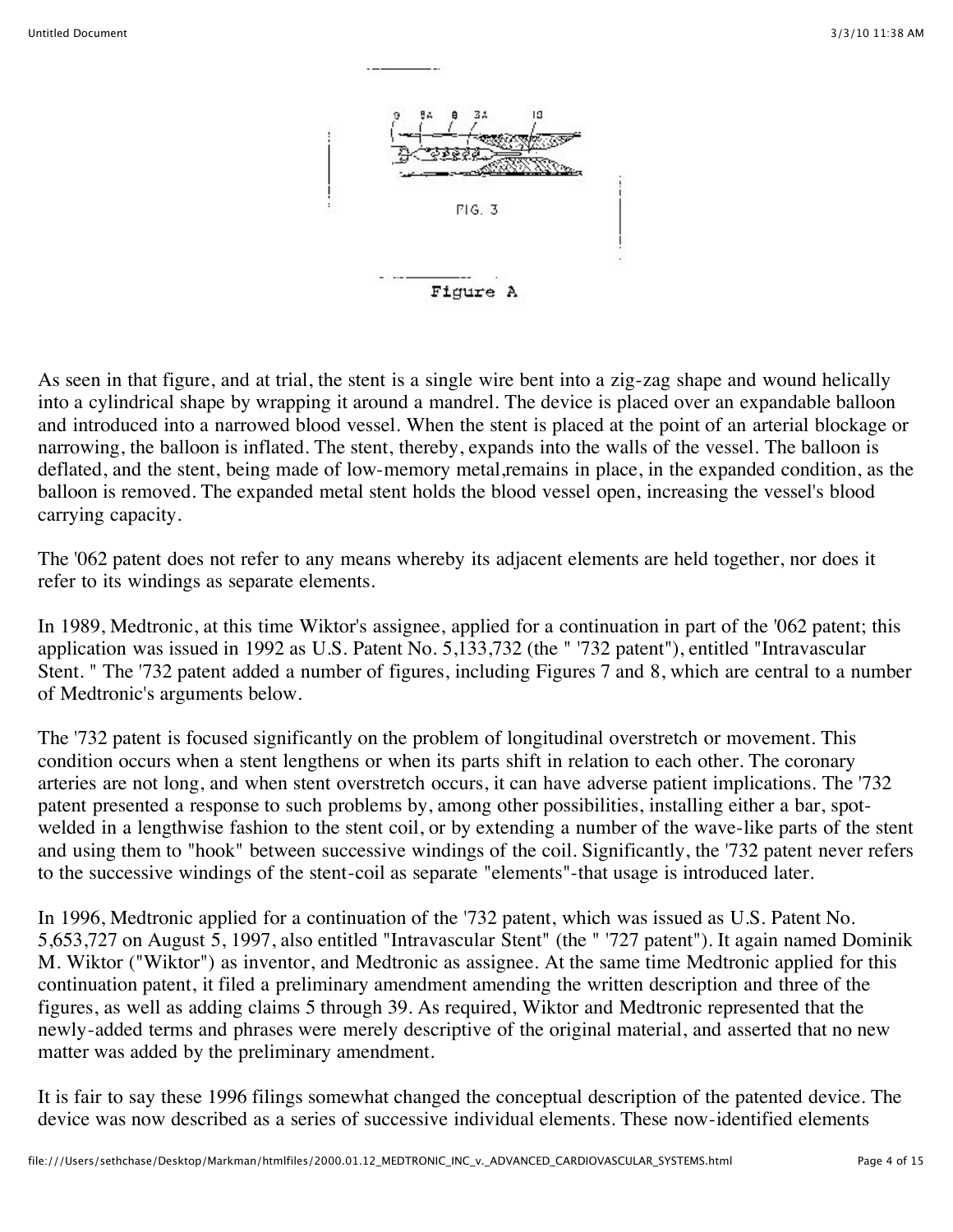FIG. 3

Figure A

As seen in that figure, and at trial, the stent is a single wire bent into a zig-zag shape and wound helically into a cylindrical shape by wrapping it around a mandrel. The device is placed over an expandable balloon and introduced into a narrowed blood vessel. When the stent is placed at the point of an arterial blockage or narrowing, the balloon is inflated. The stent, thereby, expands into the walls of the vessel. The balloon is deflated, and the stent, being made of low-memory metal,remains in place, in the expanded condition, as the balloon is removed. The expanded metal stent holds the blood vessel open, increasing the vessel's blood carrying capacity.

The '062 patent does not refer to any means whereby its adjacent elements are held together, nor does it refer to its windings as separate elements.

In 1989, Medtronic, at this time Wiktor's assignee, applied for a continuation in part of the '062 patent; this application was issued in 1992 as U.S. Patent No. 5,133,732 (the " '732 patent"), entitled "Intravascular Stent. " The '732 patent added a number of figures, including Figures 7 and 8, which are central to a number of Medtronic's arguments below.

The '732 patent is focused significantly on the problem of longitudinal overstretch or movement. This condition occurs when a stent lengthens or when its parts shift in relation to each other. The coronary arteries are not long, and when stent overstretch occurs, it can have adverse patient implications. The '732 patent presented a response to such problems by, among other possibilities, installing either a bar, spot-welded in a lengthwise fashion to the stent coil, or by extending a number of the wave-like parts of the stent and using them to "hook" between successive windings of the coil. Significantly, the '732 patent never refers to the successive windings of the stent-coil as separate "elements"-that usage is introduced later.

In 1996, Medtronic applied for a continuation of the '732 patent, which was issued as U.S. Patent No. 5,653,727 on August 5, 1997, also entitled "Intravascular Stent" (the " '727 patent"). It again named Dominik M. Wiktor ("Wiktor") as inventor, and Medtronic as assignee. At the same time Medtronic applied for this continuation patent, it filed a preliminary amendment amending the written description and three of the figures, as well as adding claims 5 through 39. As required, Wiktor and Medtronic represented that the newly-added terms and phrases were merely descriptive of the original material, and asserted that no new matter was added by the preliminary amendment.

It is fair to say these 1996 filings somewhat changed the conceptual description of the patented device. The device was now described as a series of successive individual elements. These now-identified elements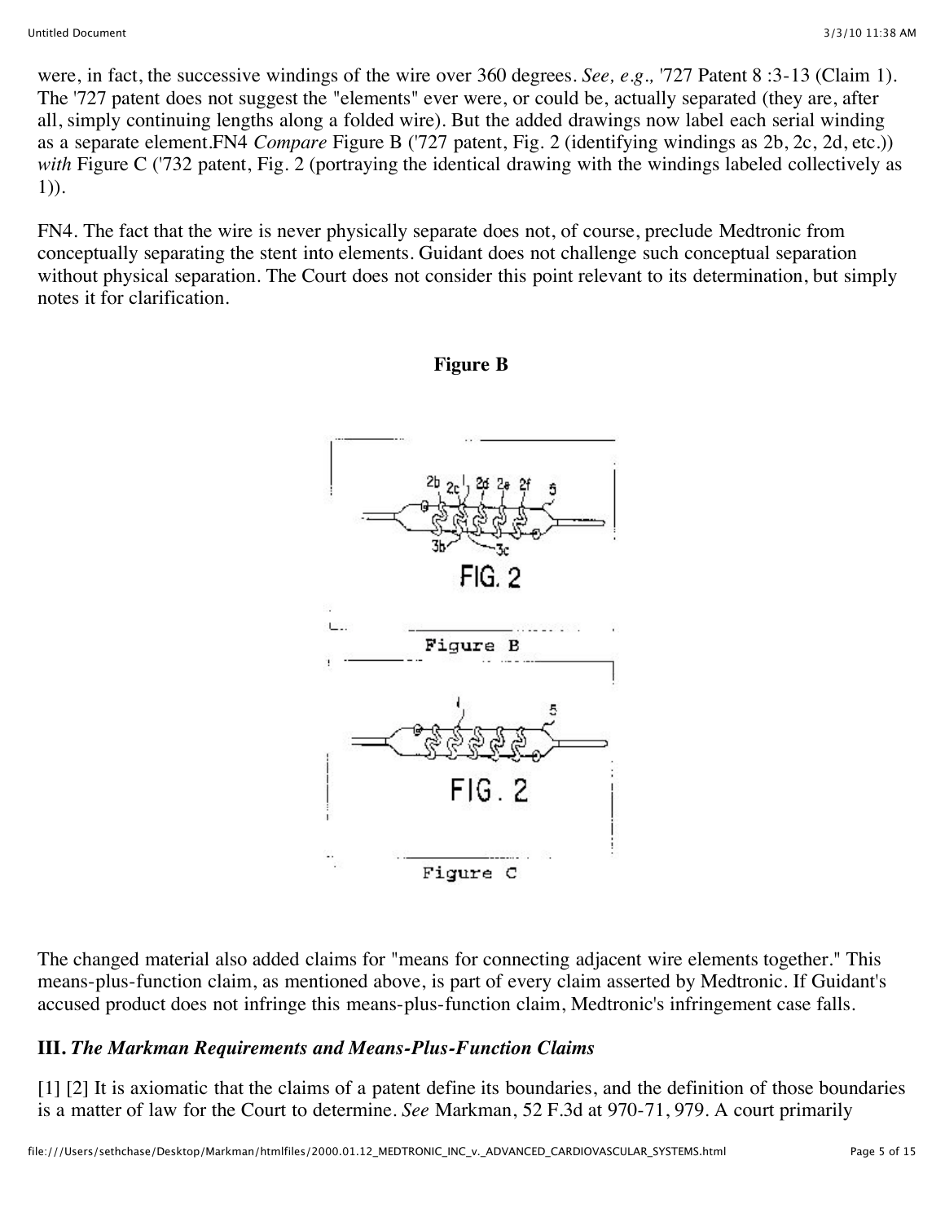were, in fact, the successive windings of the wire over 360 degrees. *See, e.g.,* '727 Patent 8 :3-13 (Claim 1). The '727 patent does not suggest the "elements" ever were, or could be, actually separated (they are, after all, simply continuing lengths along a folded wire). But the added drawings now label each serial winding as a separate element.FN4 *Compare* Figure B ('727 patent, Fig. 2 (identifying windings as 2b, 2c, 2d, etc.)) *with* Figure C ('732 patent, Fig. 2 (portraying the identical drawing with the windings labeled collectively as 1)).

FN4. The fact that the wire is never physically separate does not, of course, preclude Medtronic from conceptually separating the stent into elements. Guidant does not challenge such conceptual separation without physical separation. The Court does not consider this point relevant to its determination, but simply notes it for clarification.

**Figure B**

Figure B

Figure C

The changed material also added claims for "means for connecting adjacent wire elements together." This means-plus-function claim, as mentioned above, is part of every claim asserted by Medtronic. If Guidant's accused product does not infringe this means-plus-function claim, Medtronic's infringement case falls.

### III. *The Markman Requirements and Means-Plus-Function Claims*

[1] [2] It is axiomatic that the claims of a patent define its boundaries, and the definition of those boundaries is a matter of law for the Court to determine. *See* Markman, 52 F.3d at 970-71, 979. A court primarily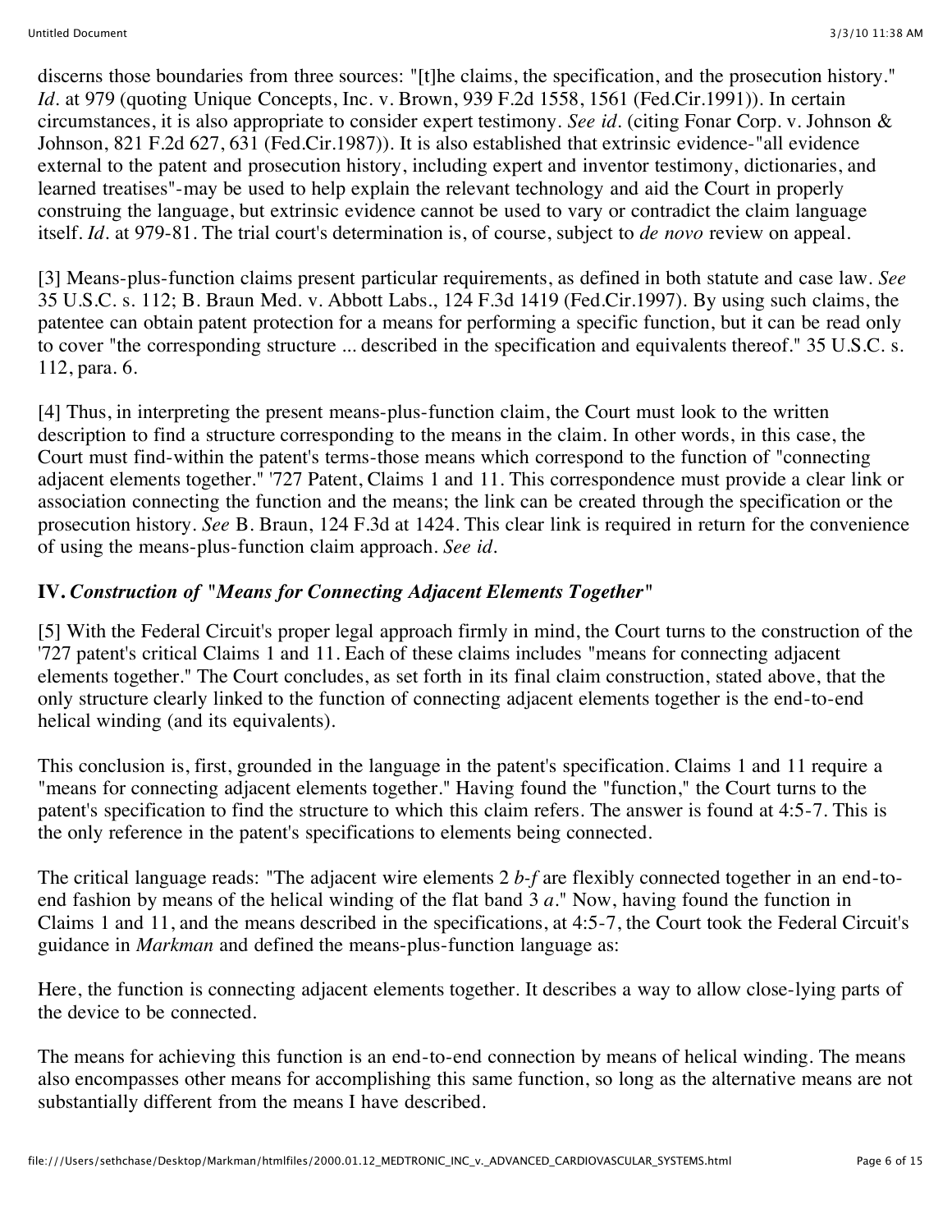discerns those boundaries from three sources: "[t]he claims, the specification, and the prosecution history." *Id.* at 979 (quoting Unique Concepts, Inc. v. Brown, 939 F.2d 1558, 1561 (Fed.Cir.1991)). In certain circumstances, it is also appropriate to consider expert testimony. *See id.* (citing Fonar Corp. v. Johnson & Johnson, 821 F.2d 627, 631 (Fed.Cir.1987)). It is also established that extrinsic evidence-"all evidence external to the patent and prosecution history, including expert and inventor testimony, dictionaries, and learned treatises"-may be used to help explain the relevant technology and aid the Court in properly construing the language, but extrinsic evidence cannot be used to vary or contradict the claim language itself. *Id.* at 979-81. The trial court's determination is, of course, subject to *de novo* review on appeal.

[3] Means-plus-function claims present particular requirements, as defined in both statute and case law. *See* 35 U.S.C. s. 112; B. Braun Med. v. Abbott Labs., 124 F.3d 1419 (Fed.Cir.1997). By using such claims, the patentee can obtain patent protection for a means for performing a specific function, but it can be read only to cover "the corresponding structure ... described in the specification and equivalents thereof." 35 U.S.C. s. 112, para. 6.

[4] Thus, in interpreting the present means-plus-function claim, the Court must look to the written description to find a structure corresponding to the means in the claim. In other words, in this case, the Court must find-within the patent's terms-those means which correspond to the function of "connecting adjacent elements together." '727 Patent, Claims 1 and 11. This correspondence must provide a clear link or association connecting the function and the means; the link can be created through the specification or the prosecution history. *See* B. Braun, 124 F.3d at 1424. This clear link is required in return for the convenience of using the means-plus-function claim approach. *See id.*

**IV.** ***Construction of "Means for Connecting Adjacent Elements Together"***

[5] With the Federal Circuit's proper legal approach firmly in mind, the Court turns to the construction of the '727 patent's critical Claims 1 and 11. Each of these claims includes "means for connecting adjacent elements together." The Court concludes, as set forth in its final claim construction, stated above, that the only structure clearly linked to the function of connecting adjacent elements together is the end-to-end helical winding (and its equivalents).

This conclusion is, first, grounded in the language in the patent's specification. Claims 1 and 11 require a "means for connecting adjacent elements together." Having found the "function," the Court turns to the patent's specification to find the structure to which this claim refers. The answer is found at 4:5-7. This is the only reference in the patent's specifications to elements being connected.

The critical language reads: "The adjacent wire elements 2 *b-f* are flexibly connected together in an end-to-end fashion by means of the helical winding of the flat band 3 *a*." Now, having found the function in Claims 1 and 11, and the means described in the specifications, at 4:5-7, the Court took the Federal Circuit's guidance in *Markman* and defined the means-plus-function language as:

Here, the function is connecting adjacent elements together. It describes a way to allow close-lying parts of the device to be connected.

The means for achieving this function is an end-to-end connection by means of helical winding. The means also encompasses other means for accomplishing this same function, so long as the alternative means are not substantially different from the means I have described.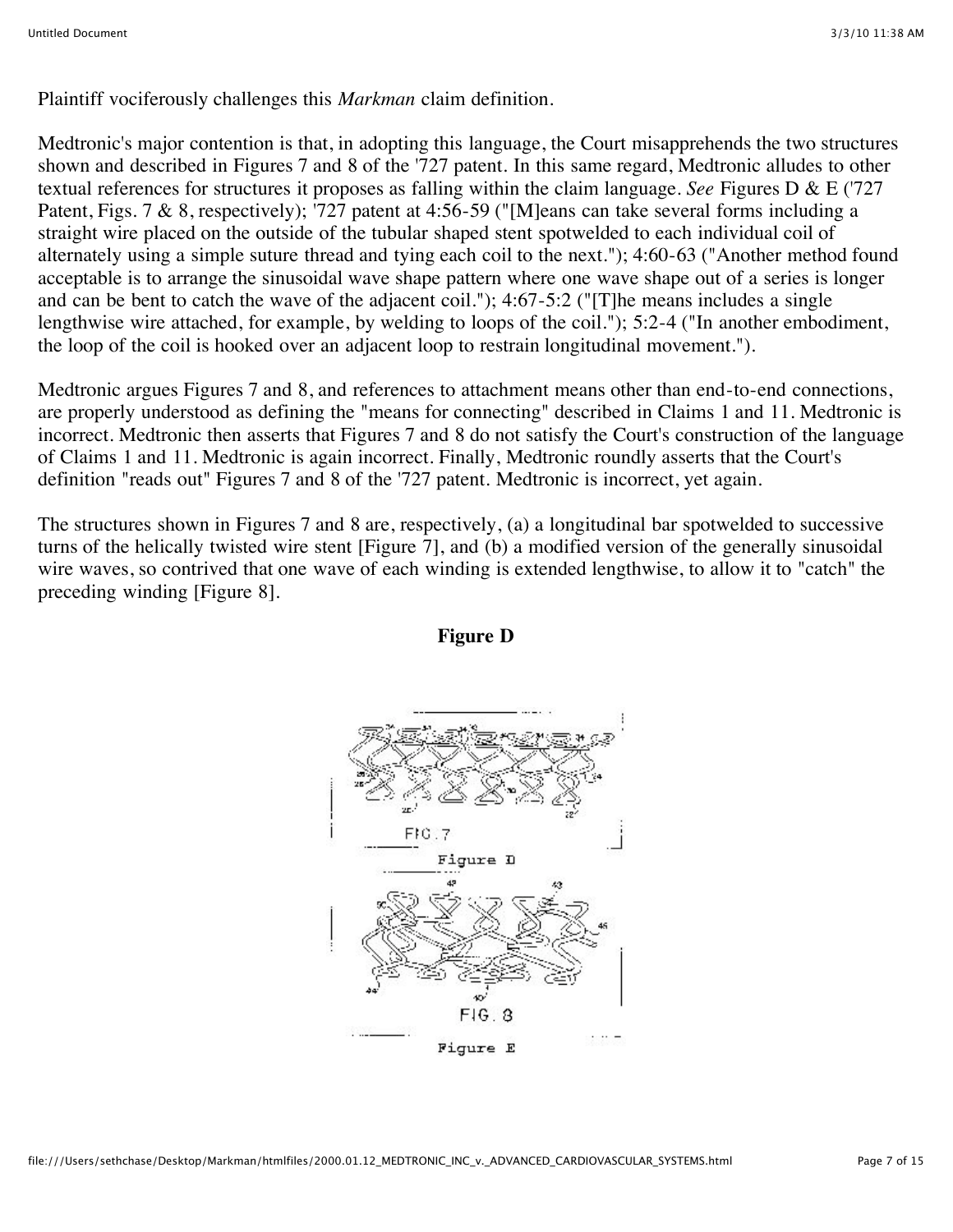Plaintiff vociferously challenges this *Markman* claim definition.

Medtronic's major contention is that, in adopting this language, the Court misapprehends the two structures shown and described in Figures 7 and 8 of the '727 patent. In this same regard, Medtronic alludes to other textual references for structures it proposes as falling within the claim language. *See* Figures D & E ('727 Patent, Figs. 7 & 8, respectively); '727 patent at 4:56-59 ("[M]eans can take several forms including a straight wire placed on the outside of the tubular shaped stent spotwelded to each individual coil of alternately using a simple suture thread and tying each coil to the next."); 4:60-63 ("Another method found acceptable is to arrange the sinusoidal wave shape pattern where one wave shape out of a series is longer and can be bent to catch the wave of the adjacent coil."); 4:67-5:2 ("[T]he means includes a single lengthwise wire attached, for example, by welding to loops of the coil."); 5:2-4 ("In another embodiment, the loop of the coil is hooked over an adjacent loop to restrain longitudinal movement.").

Medtronic argues Figures 7 and 8, and references to attachment means other than end-to-end connections, are properly understood as defining the "means for connecting" described in Claims 1 and 11. Medtronic is incorrect. Medtronic then asserts that Figures 7 and 8 do not satisfy the Court's construction of the language of Claims 1 and 11. Medtronic is again incorrect. Finally, Medtronic roundly asserts that the Court's definition "reads out" Figures 7 and 8 of the '727 patent. Medtronic is incorrect, yet again.

The structures shown in Figures 7 and 8 are, respectively, (a) a longitudinal bar spotwelded to successive turns of the helically twisted wire stent [Figure 7], and (b) a modified version of the generally sinusoidal wire waves, so contrived that one wave of each winding is extended lengthwise, to allow it to "catch" the preceding winding [Figure 8].

**Figure D**

FIG. 7

Figure D

FIG. 8

Figure E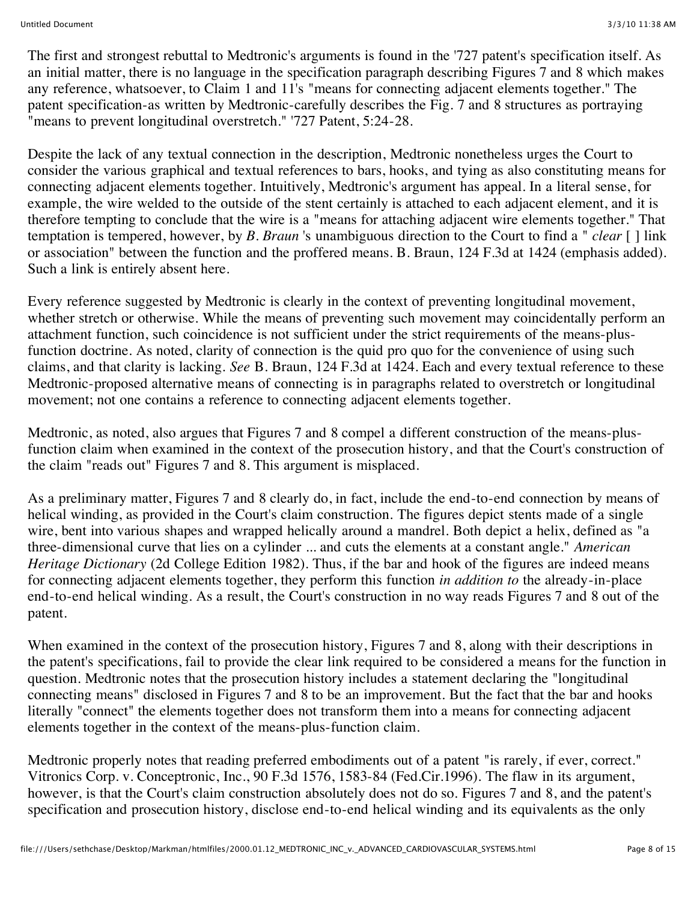The first and strongest rebuttal to Medtronic's arguments is found in the '727 patent's specification itself. As an initial matter, there is no language in the specification paragraph describing Figures 7 and 8 which makes any reference, whatsoever, to Claim 1 and 11's "means for connecting adjacent elements together." The patent specification-as written by Medtronic-carefully describes the Fig. 7 and 8 structures as portraying "means to prevent longitudinal overstretch." '727 Patent, 5:24-28.

Despite the lack of any textual connection in the description, Medtronic nonetheless urges the Court to consider the various graphical and textual references to bars, hooks, and tying as also constituting means for connecting adjacent elements together. Intuitively, Medtronic's argument has appeal. In a literal sense, for example, the wire welded to the outside of the stent certainly is attached to each adjacent element, and it is therefore tempting to conclude that the wire is a "means for attaching adjacent wire elements together." That temptation is tempered, however, by *B. Braun* 's unambiguous direction to the Court to find a " *clear* [ ] link or association" between the function and the proffered means. B. Braun, 124 F.3d at 1424 (emphasis added). Such a link is entirely absent here.

Every reference suggested by Medtronic is clearly in the context of preventing longitudinal movement, whether stretch or otherwise. While the means of preventing such movement may coincidentally perform an attachment function, such coincidence is not sufficient under the strict requirements of the means-plus-function doctrine. As noted, clarity of connection is the quid pro quo for the convenience of using such claims, and that clarity is lacking. *See* B. Braun, 124 F.3d at 1424. Each and every textual reference to these Medtronic-proposed alternative means of connecting is in paragraphs related to overstretch or longitudinal movement; not one contains a reference to connecting adjacent elements together.

Medtronic, as noted, also argues that Figures 7 and 8 compel a different construction of the means-plus-function claim when examined in the context of the prosecution history, and that the Court's construction of the claim "reads out" Figures 7 and 8. This argument is misplaced.

As a preliminary matter, Figures 7 and 8 clearly do, in fact, include the end-to-end connection by means of helical winding, as provided in the Court's claim construction. The figures depict stents made of a single wire, bent into various shapes and wrapped helically around a mandrel. Both depict a helix, defined as "a three-dimensional curve that lies on a cylinder ... and cuts the elements at a constant angle." *American Heritage Dictionary* (2d College Edition 1982). Thus, if the bar and hook of the figures are indeed means for connecting adjacent elements together, they perform this function *in addition to* the already-in-place end-to-end helical winding. As a result, the Court's construction in no way reads Figures 7 and 8 out of the patent.

When examined in the context of the prosecution history, Figures 7 and 8, along with their descriptions in the patent's specifications, fail to provide the clear link required to be considered a means for the function in question. Medtronic notes that the prosecution history includes a statement declaring the "longitudinal connecting means" disclosed in Figures 7 and 8 to be an improvement. But the fact that the bar and hooks literally "connect" the elements together does not transform them into a means for connecting adjacent elements together in the context of the means-plus-function claim.

Medtronic properly notes that reading preferred embodiments out of a patent "is rarely, if ever, correct." Vitronics Corp. v. Conceptronic, Inc., 90 F.3d 1576, 1583-84 (Fed.Cir.1996). The flaw in its argument, however, is that the Court's claim construction absolutely does not do so. Figures 7 and 8, and the patent's specification and prosecution history, disclose end-to-end helical winding and its equivalents as the only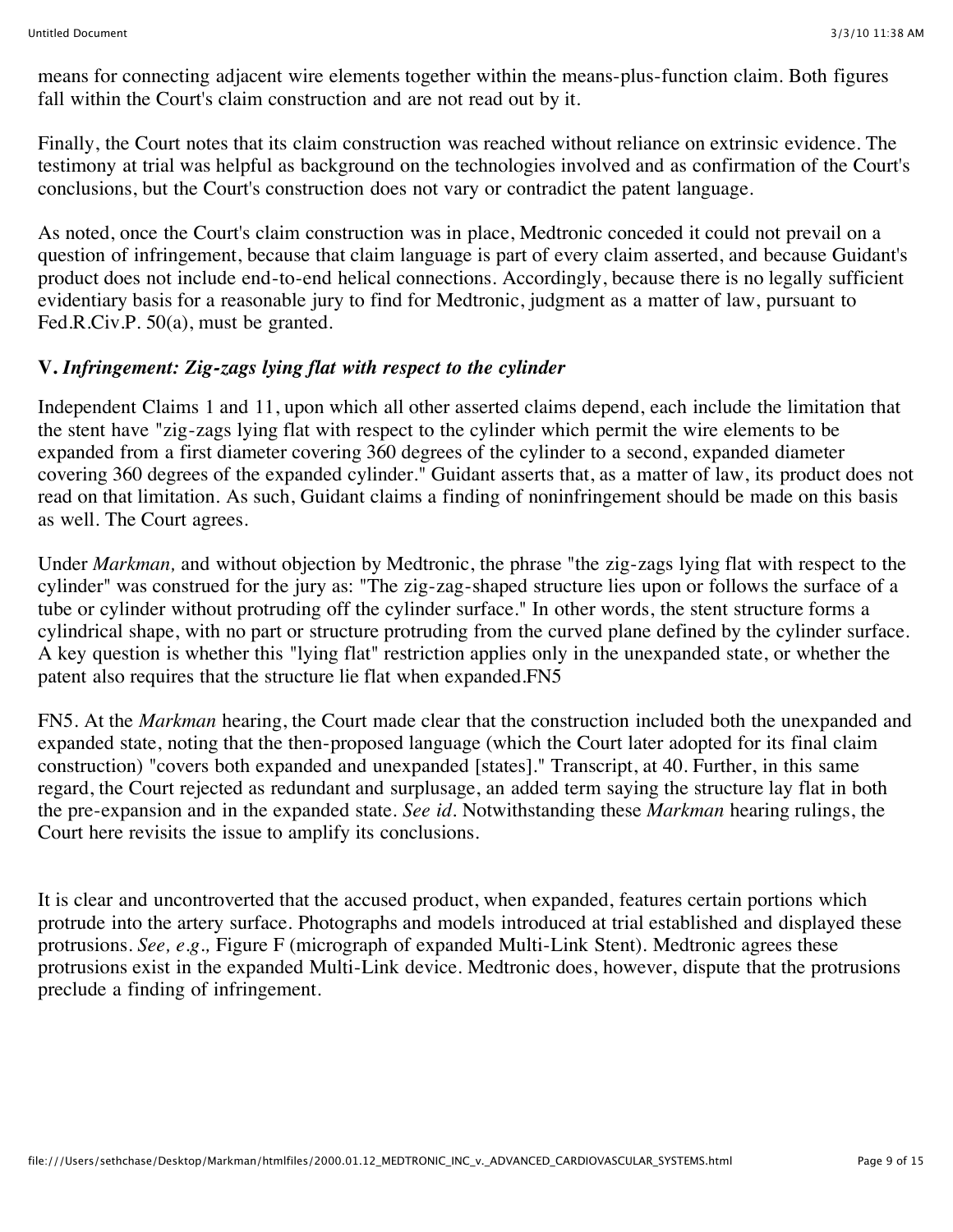means for connecting adjacent wire elements together within the means-plus-function claim. Both figures fall within the Court's claim construction and are not read out by it.

Finally, the Court notes that its claim construction was reached without reliance on extrinsic evidence. The testimony at trial was helpful as background on the technologies involved and as confirmation of the Court's conclusions, but the Court's construction does not vary or contradict the patent language.

As noted, once the Court's claim construction was in place, Medtronic conceded it could not prevail on a question of infringement, because that claim language is part of every claim asserted, and because Guidant's product does not include end-to-end helical connections. Accordingly, because there is no legally sufficient evidentiary basis for a reasonable jury to find for Medtronic, judgment as a matter of law, pursuant to Fed.R.Civ.P. 50(a), must be granted.

## V. *Infringement: Zig-zags lying flat with respect to the cylinder*

Independent Claims 1 and 11, upon which all other asserted claims depend, each include the limitation that the stent have "zig-zags lying flat with respect to the cylinder which permit the wire elements to be expanded from a first diameter covering 360 degrees of the cylinder to a second, expanded diameter covering 360 degrees of the expanded cylinder." Guidant asserts that, as a matter of law, its product does not read on that limitation. As such, Guidant claims a finding of noninfringement should be made on this basis as well. The Court agrees.

Under *Markman,* and without objection by Medtronic, the phrase "the zig-zags lying flat with respect to the cylinder" was construed for the jury as: "The zig-zag-shaped structure lies upon or follows the surface of a tube or cylinder without protruding off the cylinder surface." In other words, the stent structure forms a cylindrical shape, with no part or structure protruding from the curved plane defined by the cylinder surface. A key question is whether this "lying flat" restriction applies only in the unexpanded state, or whether the patent also requires that the structure lie flat when expanded.FN5

FN5. At the *Markman* hearing, the Court made clear that the construction included both the unexpanded and expanded state, noting that the then-proposed language (which the Court later adopted for its final claim construction) "covers both expanded and unexpanded [states]." Transcript, at 40. Further, in this same regard, the Court rejected as redundant and surplusage, an added term saying the structure lay flat in both the pre-expansion and in the expanded state. *See id.* Notwithstanding these *Markman* hearing rulings, the Court here revisits the issue to amplify its conclusions.

It is clear and uncontroverted that the accused product, when expanded, features certain portions which protrude into the artery surface. Photographs and models introduced at trial established and displayed these protrusions. *See, e.g.,* Figure F (micrograph of expanded Multi-Link Stent). Medtronic agrees these protrusions exist in the expanded Multi-Link device. Medtronic does, however, dispute that the protrusions preclude a finding of infringement.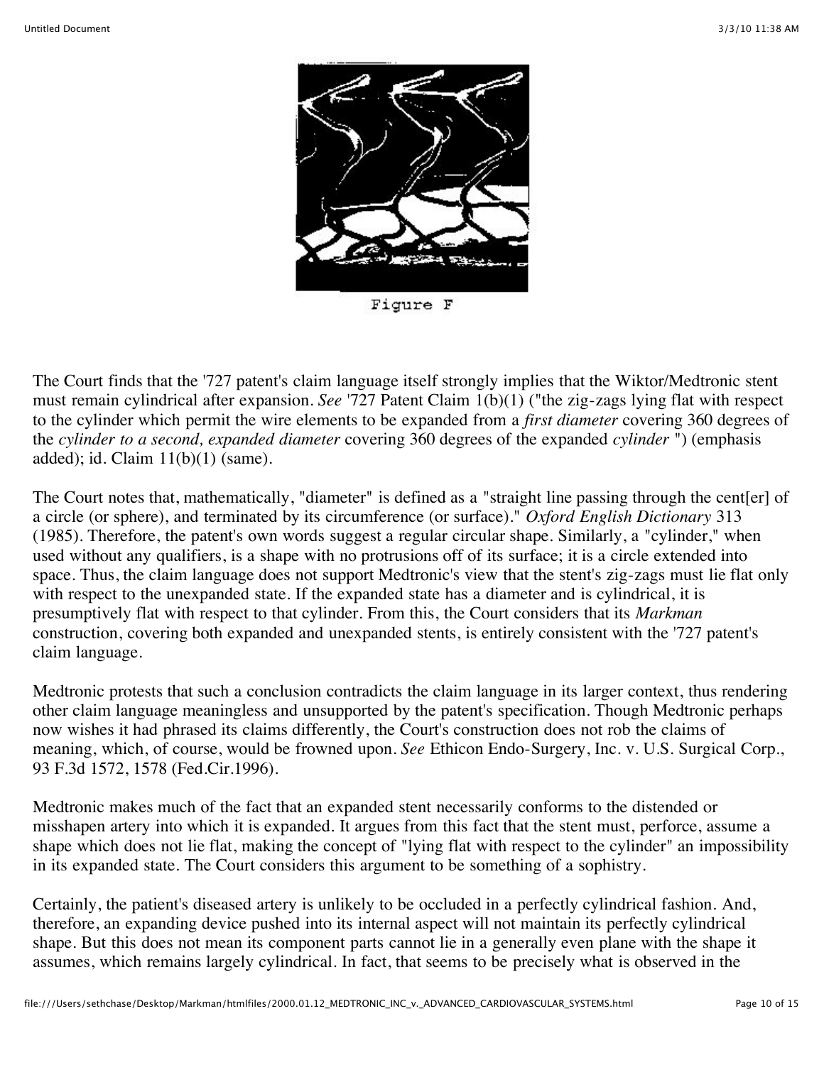Figure F

The Court finds that the '727 patent's claim language itself strongly implies that the Wiktor/Medtronic stent must remain cylindrical after expansion. *See* '727 Patent Claim 1(b)(1) ("the zig-zags lying flat with respect to the cylinder which permit the wire elements to be expanded from a *first diameter* covering 360 degrees of the *cylinder to a second, expanded diameter* covering 360 degrees of the expanded *cylinder* ") (emphasis added); id. Claim 11(b)(1) (same).

The Court notes that, mathematically, "diameter" is defined as a "straight line passing through the cent[er] of a circle (or sphere), and terminated by its circumference (or surface)." *Oxford English Dictionary* 313 (1985). Therefore, the patent's own words suggest a regular circular shape. Similarly, a "cylinder," when used without any qualifiers, is a shape with no protrusions off of its surface; it is a circle extended into space. Thus, the claim language does not support Medtronic's view that the stent's zig-zags must lie flat only with respect to the unexpanded state. If the expanded state has a diameter and is cylindrical, it is presumptively flat with respect to that cylinder. From this, the Court considers that its *Markman* construction, covering both expanded and unexpanded stents, is entirely consistent with the '727 patent's claim language.

Medtronic protests that such a conclusion contradicts the claim language in its larger context, thus rendering other claim language meaningless and unsupported by the patent's specification. Though Medtronic perhaps now wishes it had phrased its claims differently, the Court's construction does not rob the claims of meaning, which, of course, would be frowned upon. *See* Ethicon Endo-Surgery, Inc. v. U.S. Surgical Corp., 93 F.3d 1572, 1578 (Fed.Cir.1996).

Medtronic makes much of the fact that an expanded stent necessarily conforms to the distended or misshapen artery into which it is expanded. It argues from this fact that the stent must, perforce, assume a shape which does not lie flat, making the concept of "lying flat with respect to the cylinder" an impossibility in its expanded state. The Court considers this argument to be something of a sophistry.

Certainly, the patient's diseased artery is unlikely to be occluded in a perfectly cylindrical fashion. And, therefore, an expanding device pushed into its internal aspect will not maintain its perfectly cylindrical shape. But this does not mean its component parts cannot lie in a generally even plane with the shape it assumes, which remains largely cylindrical. In fact, that seems to be precisely what is observed in the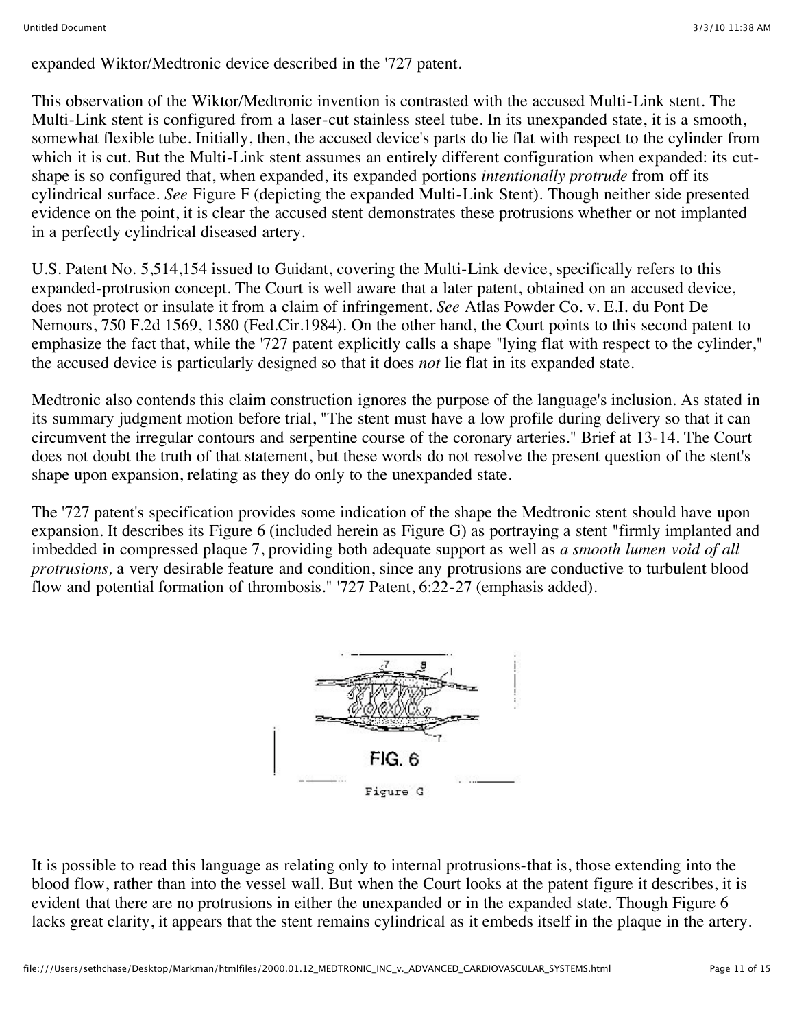expanded Wiktor/Medtronic device described in the '727 patent.

This observation of the Wiktor/Medtronic invention is contrasted with the accused Multi-Link stent. The Multi-Link stent is configured from a laser-cut stainless steel tube. In its unexpanded state, it is a smooth, somewhat flexible tube. Initially, then, the accused device's parts do lie flat with respect to the cylinder from which it is cut. But the Multi-Link stent assumes an entirely different configuration when expanded: its cut-shape is so configured that, when expanded, its expanded portions *intentionally protrude* from off its cylindrical surface. *See* Figure F (depicting the expanded Multi-Link Stent). Though neither side presented evidence on the point, it is clear the accused stent demonstrates these protrusions whether or not implanted in a perfectly cylindrical diseased artery.

U.S. Patent No. 5,514,154 issued to Guidant, covering the Multi-Link device, specifically refers to this expanded-protrusion concept. The Court is well aware that a later patent, obtained on an accused device, does not protect or insulate it from a claim of infringement. *See* Atlas Powder Co. v. E.I. du Pont De Nemours, 750 F.2d 1569, 1580 (Fed.Cir.1984). On the other hand, the Court points to this second patent to emphasize the fact that, while the '727 patent explicitly calls a shape "lying flat with respect to the cylinder," the accused device is particularly designed so that it does *not* lie flat in its expanded state.

Medtronic also contends this claim construction ignores the purpose of the language's inclusion. As stated in its summary judgment motion before trial, "The stent must have a low profile during delivery so that it can circumvent the irregular contours and serpentine course of the coronary arteries." Brief at 13-14. The Court does not doubt the truth of that statement, but these words do not resolve the present question of the stent's shape upon expansion, relating as they do only to the unexpanded state.

The '727 patent's specification provides some indication of the shape the Medtronic stent should have upon expansion. It describes its Figure 6 (included herein as Figure G) as portraying a stent "firmly implanted and imbedded in compressed plaque 7, providing both adequate support as well as *a smooth lumen void of all protrusions,* a very desirable feature and condition, since any protrusions are conductive to turbulent blood flow and potential formation of thrombosis." '727 Patent, 6:22-27 (emphasis added).

FIG. 6

Figure G

It is possible to read this language as relating only to internal protrusions-that is, those extending into the blood flow, rather than into the vessel wall. But when the Court looks at the patent figure it describes, it is evident that there are no protrusions in either the unexpanded or in the expanded state. Though Figure 6 lacks great clarity, it appears that the stent remains cylindrical as it embeds itself in the plaque in the artery.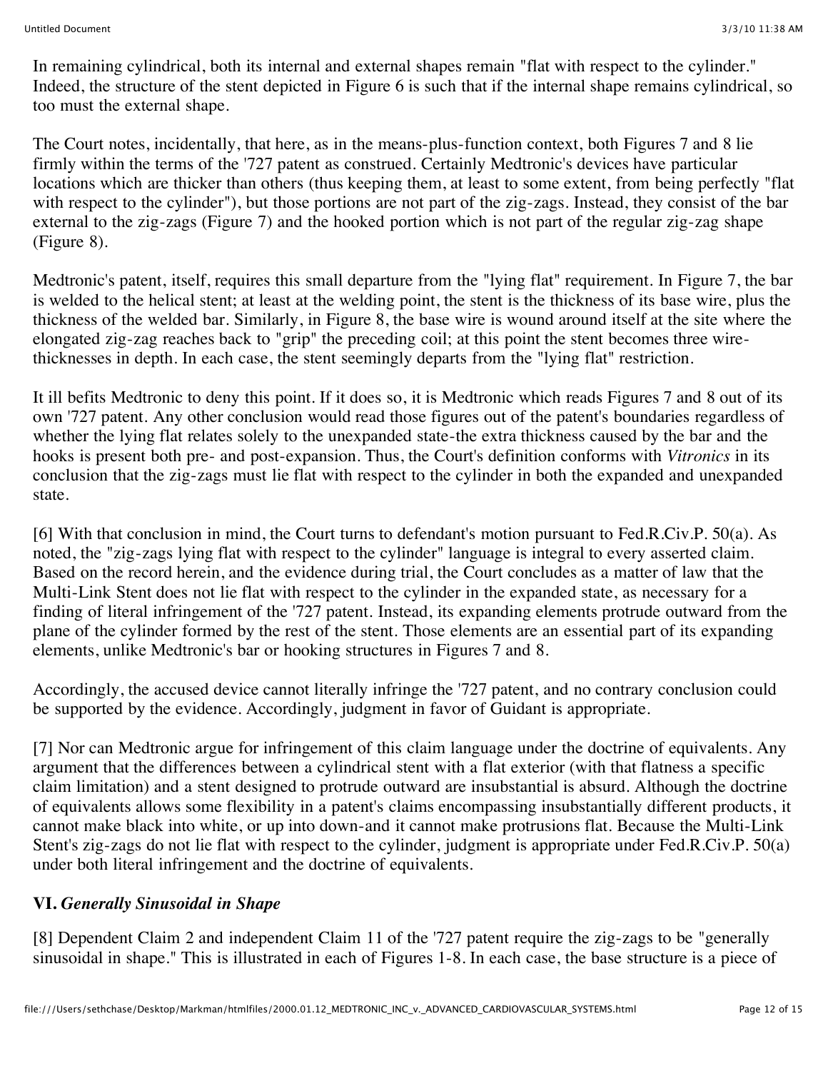In remaining cylindrical, both its internal and external shapes remain "flat with respect to the cylinder." Indeed, the structure of the stent depicted in Figure 6 is such that if the internal shape remains cylindrical, so too must the external shape.

The Court notes, incidentally, that here, as in the means-plus-function context, both Figures 7 and 8 lie firmly within the terms of the '727 patent as construed. Certainly Medtronic's devices have particular locations which are thicker than others (thus keeping them, at least to some extent, from being perfectly "flat with respect to the cylinder"), but those portions are not part of the zig-zags. Instead, they consist of the bar external to the zig-zags (Figure 7) and the hooked portion which is not part of the regular zig-zag shape (Figure 8).

Medtronic's patent, itself, requires this small departure from the "lying flat" requirement. In Figure 7, the bar is welded to the helical stent; at least at the welding point, the stent is the thickness of its base wire, plus the thickness of the welded bar. Similarly, in Figure 8, the base wire is wound around itself at the site where the elongated zig-zag reaches back to "grip" the preceding coil; at this point the stent becomes three wire-thicknesses in depth. In each case, the stent seemingly departs from the "lying flat" restriction.

It ill befits Medtronic to deny this point. If it does so, it is Medtronic which reads Figures 7 and 8 out of its own '727 patent. Any other conclusion would read those figures out of the patent's boundaries regardless of whether the lying flat relates solely to the unexpanded state-the extra thickness caused by the bar and the hooks is present both pre- and post-expansion. Thus, the Court's definition conforms with *Vitronics* in its conclusion that the zig-zags must lie flat with respect to the cylinder in both the expanded and unexpanded state.

[6] With that conclusion in mind, the Court turns to defendant's motion pursuant to Fed.R.Civ.P. 50(a). As noted, the "zig-zags lying flat with respect to the cylinder" language is integral to every asserted claim. Based on the record herein, and the evidence during trial, the Court concludes as a matter of law that the Multi-Link Stent does not lie flat with respect to the cylinder in the expanded state, as necessary for a finding of literal infringement of the '727 patent. Instead, its expanding elements protrude outward from the plane of the cylinder formed by the rest of the stent. Those elements are an essential part of its expanding elements, unlike Medtronic's bar or hooking structures in Figures 7 and 8.

Accordingly, the accused device cannot literally infringe the '727 patent, and no contrary conclusion could be supported by the evidence. Accordingly, judgment in favor of Guidant is appropriate.

[7] Nor can Medtronic argue for infringement of this claim language under the doctrine of equivalents. Any argument that the differences between a cylindrical stent with a flat exterior (with that flatness a specific claim limitation) and a stent designed to protrude outward are insubstantial is absurd. Although the doctrine of equivalents allows some flexibility in a patent's claims encompassing insubstantially different products, it cannot make black into white, or up into down-and it cannot make protrusions flat. Because the Multi-Link Stent's zig-zags do not lie flat with respect to the cylinder, judgment is appropriate under Fed.R.Civ.P. 50(a) under both literal infringement and the doctrine of equivalents.

## VI. *Generally Sinusoidal in Shape*

[8] Dependent Claim 2 and independent Claim 11 of the '727 patent require the zig-zags to be "generally sinusoidal in shape." This is illustrated in each of Figures 1-8. In each case, the base structure is a piece of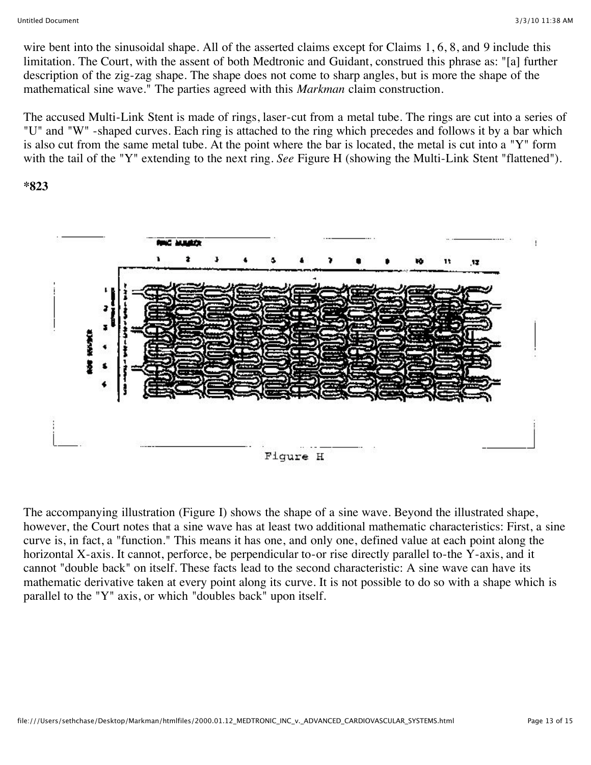wire bent into the sinusoidal shape. All of the asserted claims except for Claims 1, 6, 8, and 9 include this limitation. The Court, with the assent of both Medtronic and Guidant, construed this phrase as: "[a] further description of the zig-zag shape. The shape does not come to sharp angles, but is more the shape of the mathematical sine wave." The parties agreed with this *Markman* claim construction.

The accused Multi-Link Stent is made of rings, laser-cut from a metal tube. The rings are cut into a series of "U" and "W" -shaped curves. Each ring is attached to the ring which precedes and follows it by a bar which is also cut from the same metal tube. At the point where the bar is located, the metal is cut into a "Y" form with the tail of the "Y" extending to the next ring. *See* Figure H (showing the Multi-Link Stent "flattened").

**\*823**

Figure H

The accompanying illustration (Figure I) shows the shape of a sine wave. Beyond the illustrated shape, however, the Court notes that a sine wave has at least two additional mathematic characteristics: First, a sine curve is, in fact, a "function." This means it has one, and only one, defined value at each point along the horizontal X-axis. It cannot, perforce, be perpendicular to-or rise directly parallel to-the Y-axis, and it cannot "double back" on itself. These facts lead to the second characteristic: A sine wave can have its mathematic derivative taken at every point along its curve. It is not possible to do so with a shape which is parallel to the "Y" axis, or which "doubles back" upon itself.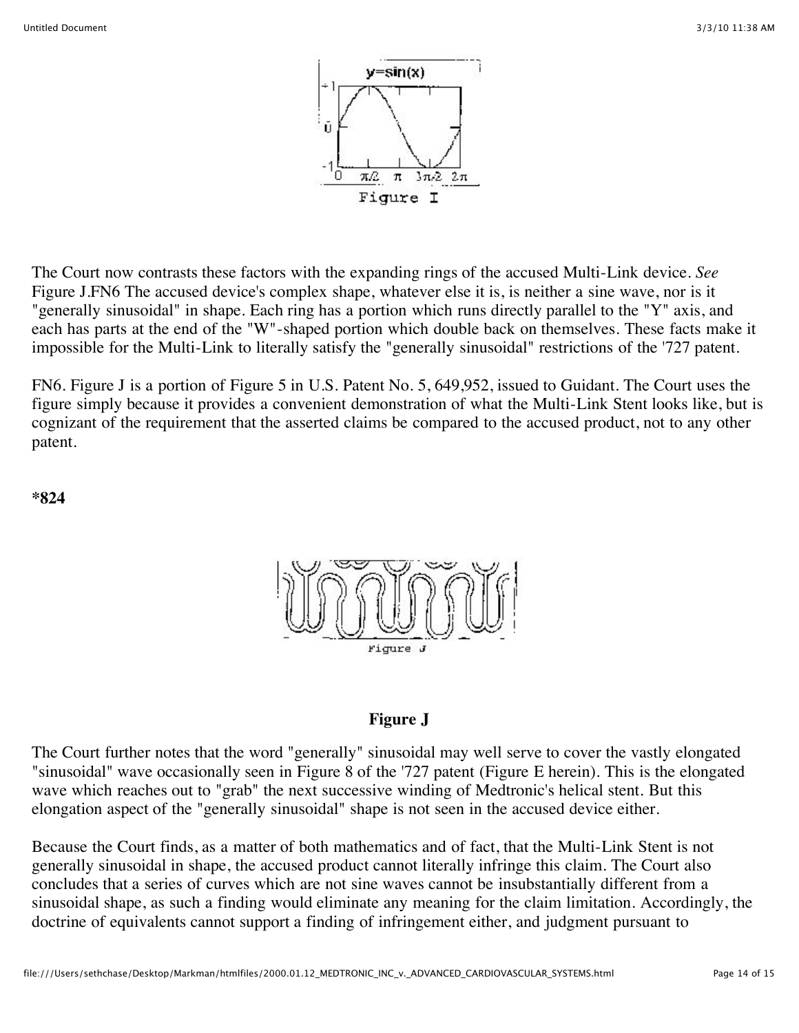The Court now contrasts these factors with the expanding rings of the accused Multi-Link device. *See* Figure J.FN6 The accused device's complex shape, whatever else it is, is neither a sine wave, nor is it "generally sinusoidal" in shape. Each ring has a portion which runs directly parallel to the "Y" axis, and each has parts at the end of the "W"-shaped portion which double back on themselves. These facts make it impossible for the Multi-Link to literally satisfy the "generally sinusoidal" restrictions of the '727 patent.

FN6. Figure J is a portion of Figure 5 in U.S. Patent No. 5, 649,952, issued to Guidant. The Court uses the figure simply because it provides a convenient demonstration of what the Multi-Link Stent looks like, but is cognizant of the requirement that the asserted claims be compared to the accused product, not to any other patent.

**\*824**

**Figure J**

The Court further notes that the word "generally" sinusoidal may well serve to cover the vastly elongated "sinusoidal" wave occasionally seen in Figure 8 of the '727 patent (Figure E herein). This is the elongated wave which reaches out to "grab" the next successive winding of Medtronic's helical stent. But this elongation aspect of the "generally sinusoidal" shape is not seen in the accused device either.

Because the Court finds, as a matter of both mathematics and of fact, that the Multi-Link Stent is not generally sinusoidal in shape, the accused product cannot literally infringe this claim. The Court also concludes that a series of curves which are not sine waves cannot be insubstantially different from a sinusoidal shape, as such a finding would eliminate any meaning for the claim limitation. Accordingly, the doctrine of equivalents cannot support a finding of infringement either, and judgment pursuant to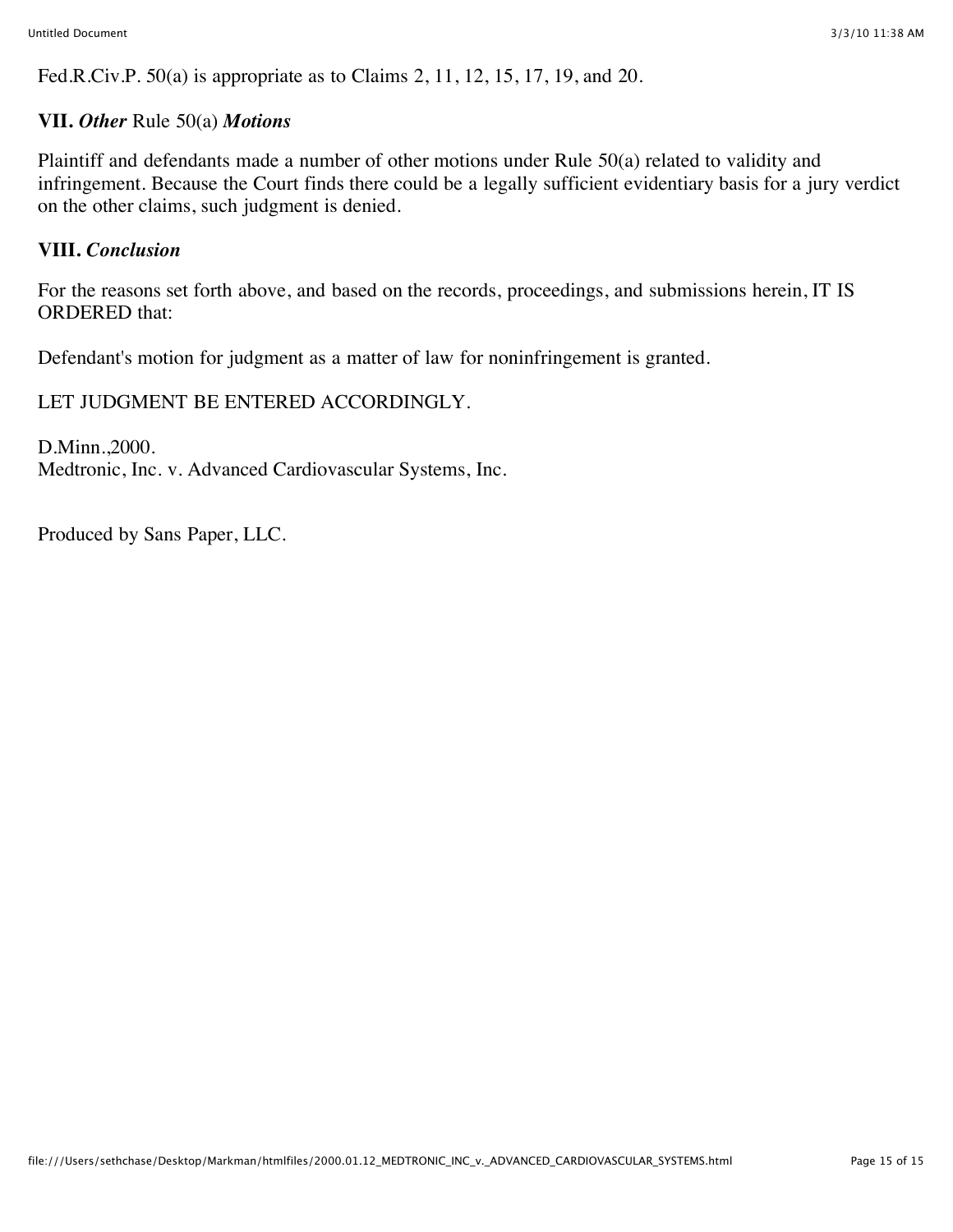Fed.R.Civ.P. 50(a) is appropriate as to Claims 2, 11, 12, 15, 17, 19, and 20.

## VII. *Other* Rule 50(a) *Motions*

Plaintiff and defendants made a number of other motions under Rule 50(a) related to validity and infringement. Because the Court finds there could be a legally sufficient evidentiary basis for a jury verdict on the other claims, such judgment is denied.

## VIII. *Conclusion*

For the reasons set forth above, and based on the records, proceedings, and submissions herein, IT IS ORDERED that:

Defendant's motion for judgment as a matter of law for noninfringement is granted.

LET JUDGMENT BE ENTERED ACCORDINGLY.

D.Minn.,2000.
Medtronic, Inc. v. Advanced Cardiovascular Systems, Inc.

Produced by Sans Paper, LLC.